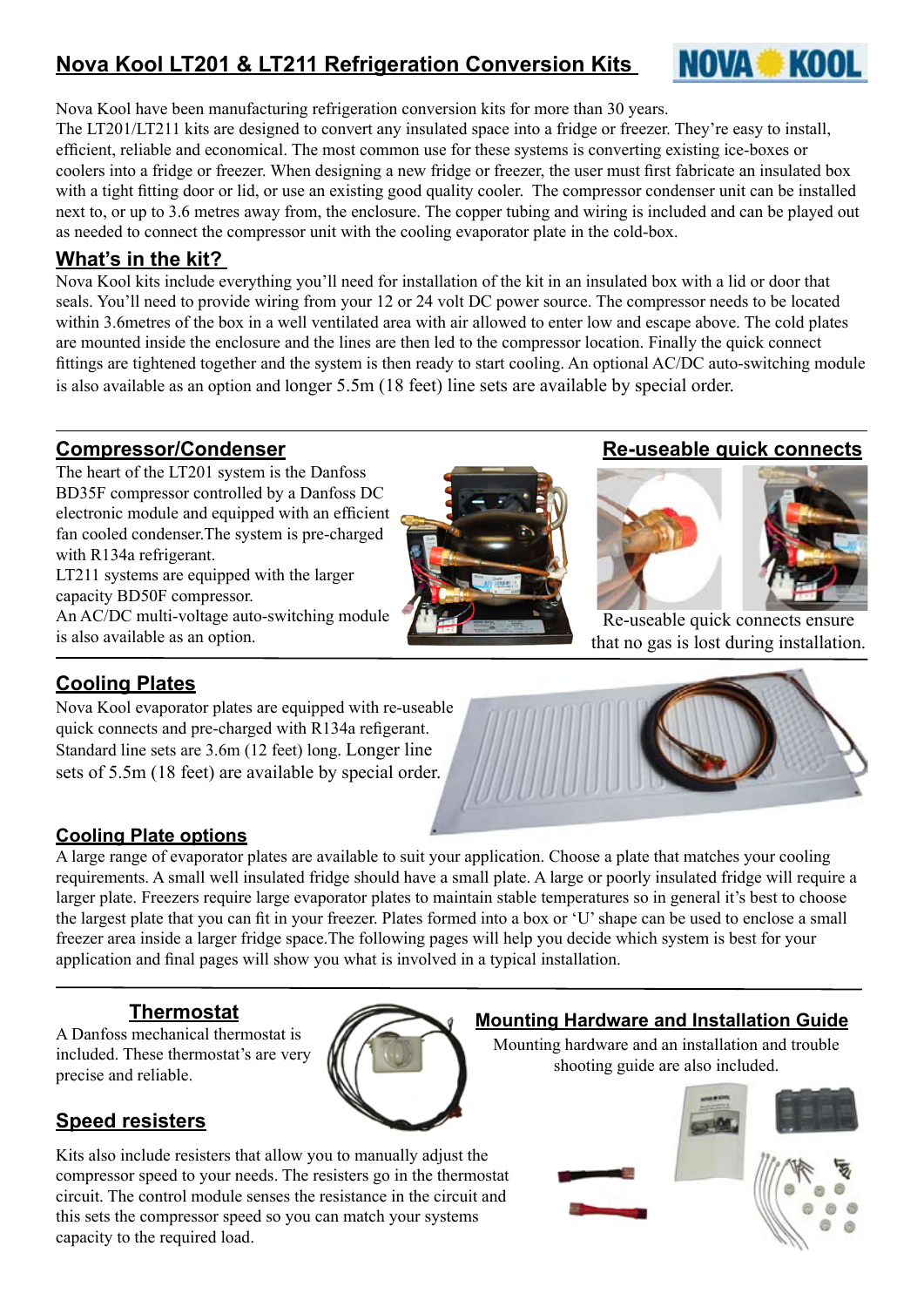# Nova Kool LT201 & LT211 Refrigeration Conversion Kits

Nova Kool have been manufacturing refrigeration conversion kits for more than 30 years.
The LT201/LT211 kits are designed to convert any insulated space into a fridge or freezer. They're easy to install, efficient, reliable and economical. The most common use for these systems is converting existing ice-boxes or coolers into a fridge or freezer. When designing a new fridge or freezer, the user must first fabricate an insulated box with a tight fitting door or lid, or use an existing good quality cooler. The compressor condenser unit can be installed next to, or up to 3.6 metres away from, the enclosure. The copper tubing and wiring is included and can be played out as needed to connect the compressor unit with the cooling evaporator plate in the cold-box.

## What's in the kit?

Nova Kool kits include everything you'll need for installation of the kit in an insulated box with a lid or door that seals. You'll need to provide wiring from your 12 or 24 volt DC power source. The compressor needs to be located within 3.6metres of the box in a well ventilated area with air allowed to enter low and escape above. The cold plates are mounted inside the enclosure and the lines are then led to the compressor location. Finally the quick connect fittings are tightened together and the system is then ready to start cooling. An optional AC/DC auto-switching module is also available as an option and longer 5.5m (18 feet) line sets are available by special order.

## Compressor/Condenser

The heart of the LT201 system is the Danfoss BD35F compressor controlled by a Danfoss DC electronic module and equipped with an efficient fan cooled condenser.The system is pre-charged with R134a refrigerant.
LT211 systems are equipped with the larger capacity BD50F compressor.
An AC/DC multi-voltage auto-switching module is also available as an option.

## Re-useable quick connects

Re-useable quick connects ensure that no gas is lost during installation.

## Cooling Plates

Nova Kool evaporator plates are equipped with re-useable quick connects and pre-charged with R134a refigerant. Standard line sets are 3.6m (12 feet) long. Longer line sets of 5.5m (18 feet) are available by special order.

## Cooling Plate options

A large range of evaporator plates are available to suit your application. Choose a plate that matches your cooling requirements. A small well insulated fridge should have a small plate. A large or poorly insulated fridge will require a larger plate. Freezers require large evaporator plates to maintain stable temperatures so in general it's best to choose the largest plate that you can fit in your freezer. Plates formed into a box or 'U' shape can be used to enclose a small freezer area inside a larger fridge space.The following pages will help you decide which system is best for your application and final pages will show you what is involved in a typical installation.

## Thermostat

A Danfoss mechanical thermostat is included. These thermostat's are very precise and reliable.

## Mounting Hardware and Installation Guide

Mounting hardware and an installation and trouble shooting guide are also included.

## Speed resisters

Kits also include resisters that allow you to manually adjust the compressor speed to your needs. The resisters go in the thermostat circuit. The control module senses the resistance in the circuit and this sets the compressor speed so you can match your systems capacity to the required load.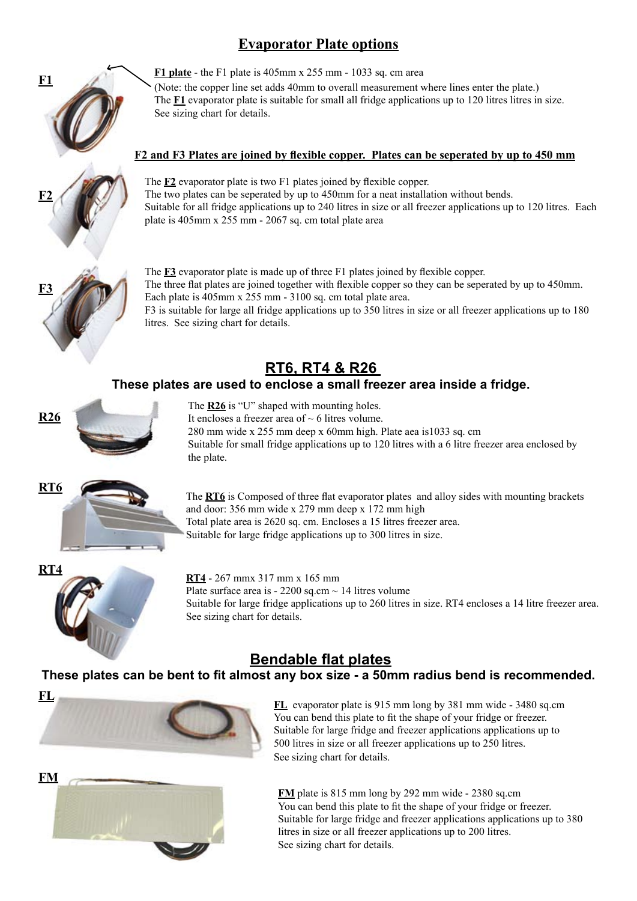# Evaporator Plate options

**F1**

**F1 plate** - the F1 plate is 405mm x 255 mm - 1033 sq. cm area
(Note: the copper line set adds 40mm to overall measurement where lines enter the plate.)
The **F1** evaporator plate is suitable for small all fridge applications up to 120 litres litres in size.
See sizing chart for details.

**F2 and F3 Plates are joined by flexible copper. Plates can be seperated by up to 450 mm**

**F2**

The **F2** evaporator plate is two F1 plates joined by flexible copper.
The two plates can be seperated by up to 450mm for a neat installation without bends.
Suitable for all fridge applications up to 240 litres in size or all freezer applications up to 120 litres. Each plate is 405mm x 255 mm - 2067 sq. cm total plate area

**F3**

The **F3** evaporator plate is made up of three F1 plates joined by flexible copper.
The three flat plates are joined together with flexible copper so they can be seperated by up to 450mm.
Each plate is 405mm x 255 mm - 3100 sq. cm total plate area.
F3 is suitable for large all fridge applications up to 350 litres in size or all freezer applications up to 180 litres. See sizing chart for details.

## RT6, RT4 & R26

### These plates are used to enclose a small freezer area inside a fridge.

**R26**

The **R26** is "U" shaped with mounting holes.
It encloses a freezer area of ~ 6 litres volume.
280 mm wide x 255 mm deep x 60mm high. Plate aea is1033 sq. cm
Suitable for small fridge applications up to 120 litres with a 6 litre freezer area enclosed by the plate.

**RT6**

The **RT6** is Composed of three flat evaporator plates and alloy sides with mounting brackets and door: 356 mm wide x 279 mm deep x 172 mm high
Total plate area is 2620 sq. cm. Encloses a 15 litres freezer area.
Suitable for large fridge applications up to 300 litres in size.

**RT4**

**RT4** - 267 mmx 317 mm x 165 mm
Plate surface area is - 2200 sq.cm ~ 14 litres volume
Suitable for large fridge applications up to 260 litres in size. RT4 encloses a 14 litre freezer area.
See sizing chart for details.

## Bendable flat plates

### These plates can be bent to fit almost any box size - a 50mm radius bend is recommended.

**FL**

**FL** evaporator plate is 915 mm long by 381 mm wide - 3480 sq.cm
You can bend this plate to fit the shape of your fridge or freezer.
Suitable for large fridge and freezer applications applications up to 500 litres in size or all freezer applications up to 250 litres.
See sizing chart for details.

**FM**

**FM** plate is 815 mm long by 292 mm wide - 2380 sq.cm
You can bend this plate to fit the shape of your fridge or freezer.
Suitable for large fridge and freezer applications applications up to 380 litres in size or all freezer applications up to 200 litres.
See sizing chart for details.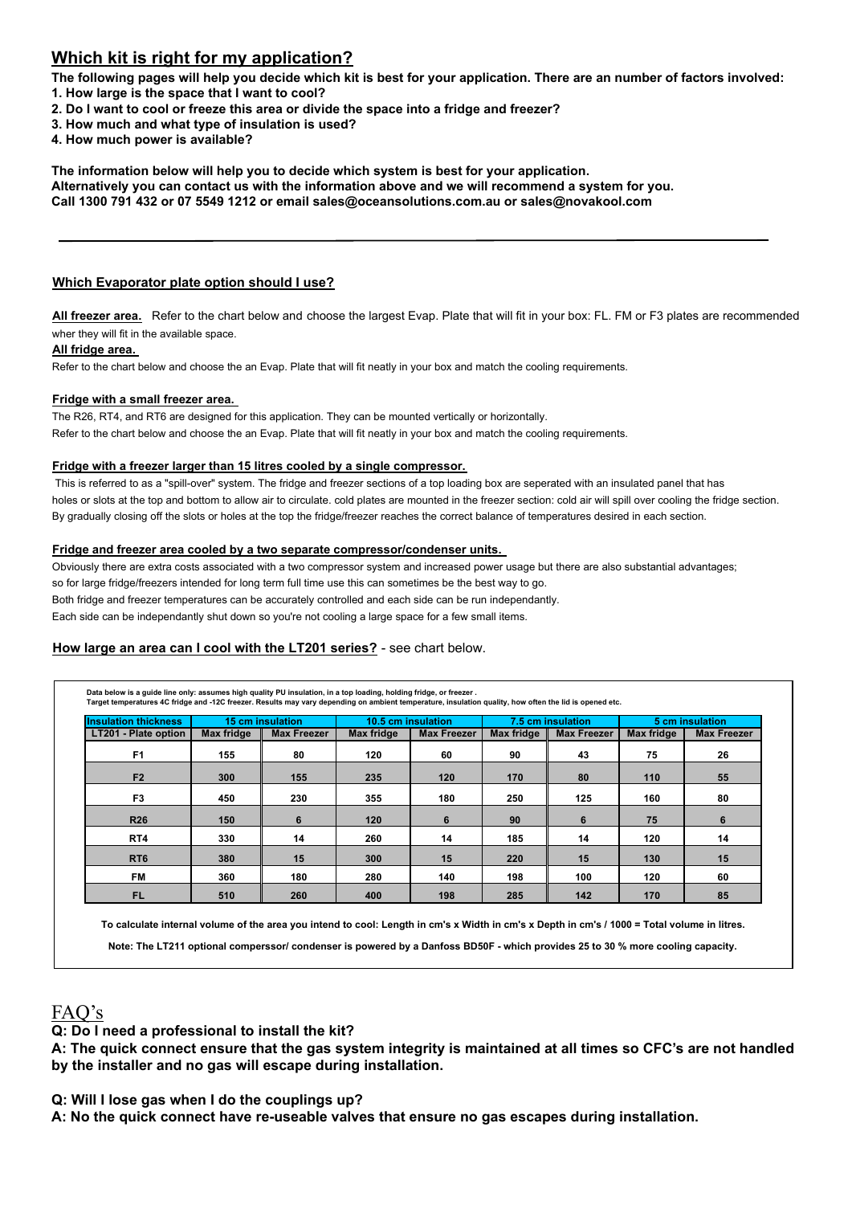## Which kit is right for my application?

**The following pages will help you decide which kit is best for your application. There are an number of factors involved:**
**1. How large is the space that I want to cool?**
**2. Do I want to cool or freeze this area or divide the space into a fridge and freezer?**
**3. How much and what type of insulation is used?**
**4. How much power is available?**

**The information below will help you to decide which system is best for your application.**
**Alternatively you can contact us with the information above and we will recommend a system for you.**
**Call 1300 791 432 or 07 5549 1212 or email sales@oceansolutions.com.au or sales@novakool.com**

---

### Which Evaporator plate option should I use?

**All freezer area.** Refer to the chart below and choose the largest Evap. Plate that will fit in your box: FL. FM or F3 plates are recommended wher they will fit in the available space.

**All fridge area.**

Refer to the chart below and choose the an Evap. Plate that will fit neatly in your box and match the cooling requirements.

**Fridge with a small freezer area.**

The R26, RT4, and RT6 are designed for this application. They can be mounted vertically or horizontally.
Refer to the chart below and choose the an Evap. Plate that will fit neatly in your box and match the cooling requirements.

**Fridge with a freezer larger than 15 litres cooled by a single compressor.**

This is referred to as a "spill-over" system. The fridge and freezer sections of a top loading box are seperated with an insulated panel that has holes or slots at the top and bottom to allow air to circulate. cold plates are mounted in the freezer section: cold air will spill over cooling the fridge section. By gradually closing off the slots or holes at the top the fridge/freezer reaches the correct balance of temperatures desired in each section.

**Fridge and freezer area cooled by a two separate compressor/condenser units.**

Obviously there are extra costs associated with a two compressor system and increased power usage but there are also substantial advantages; so for large fridge/freezers intended for long term full time use this can sometimes be the best way to go.
Both fridge and freezer temperatures can be accurately controlled and each side can be run independantly.
Each side can be independantly shut down so you're not cooling a large space for a few small items.

**How large an area can I cool with the LT201 series?** - see chart below.

**Data below is a guide line only: assumes high quality PU insulation, in a top loading, holding fridge, or freezer .**
**Target temperatures 4C fridge and -12C freezer. Results may vary depending on ambient temperature, insulation quality, how often the lid is opened etc.**

| Insulation thickness | 15 cm insulation | | 10.5 cm insulation | | 7.5 cm insulation | | 5 cm insulation | |
|---|---|---|---|---|---|---|---|---|
| LT201 - Plate option | Max fridge | Max Freezer | Max fridge | Max Freezer | Max fridge | Max Freezer | Max fridge | Max Freezer |
| F1 | 155 | 80 | 120 | 60 | 90 | 43 | 75 | 26 |
| F2 | 300 | 155 | 235 | 120 | 170 | 80 | 110 | 55 |
| F3 | 450 | 230 | 355 | 180 | 250 | 125 | 160 | 80 |
| R26 | 150 | 6 | 120 | 6 | 90 | 6 | 75 | 6 |
| RT4 | 330 | 14 | 260 | 14 | 185 | 14 | 120 | 14 |
| RT6 | 380 | 15 | 300 | 15 | 220 | 15 | 130 | 15 |
| FM | 360 | 180 | 280 | 140 | 198 | 100 | 120 | 60 |
| FL | 510 | 260 | 400 | 198 | 285 | 142 | 170 | 85 |

**To calculate internal volume of the area you intend to cool: Length in cm's x Width in cm's x Depth in cm's / 1000 = Total volume in litres.**

**Note: The LT211 optional comperssor/ condenser is powered by a Danfoss BD50F - which provides 25 to 30 % more cooling capacity.**

## FAQ's

**Q: Do I need a professional to install the kit?**
**A: The quick connect ensure that the gas system integrity is maintained at all times so CFC's are not handled by the installer and no gas will escape during installation.**

**Q: Will I lose gas when I do the couplings up?**
**A: No the quick connect have re-useable valves that ensure no gas escapes during installation.**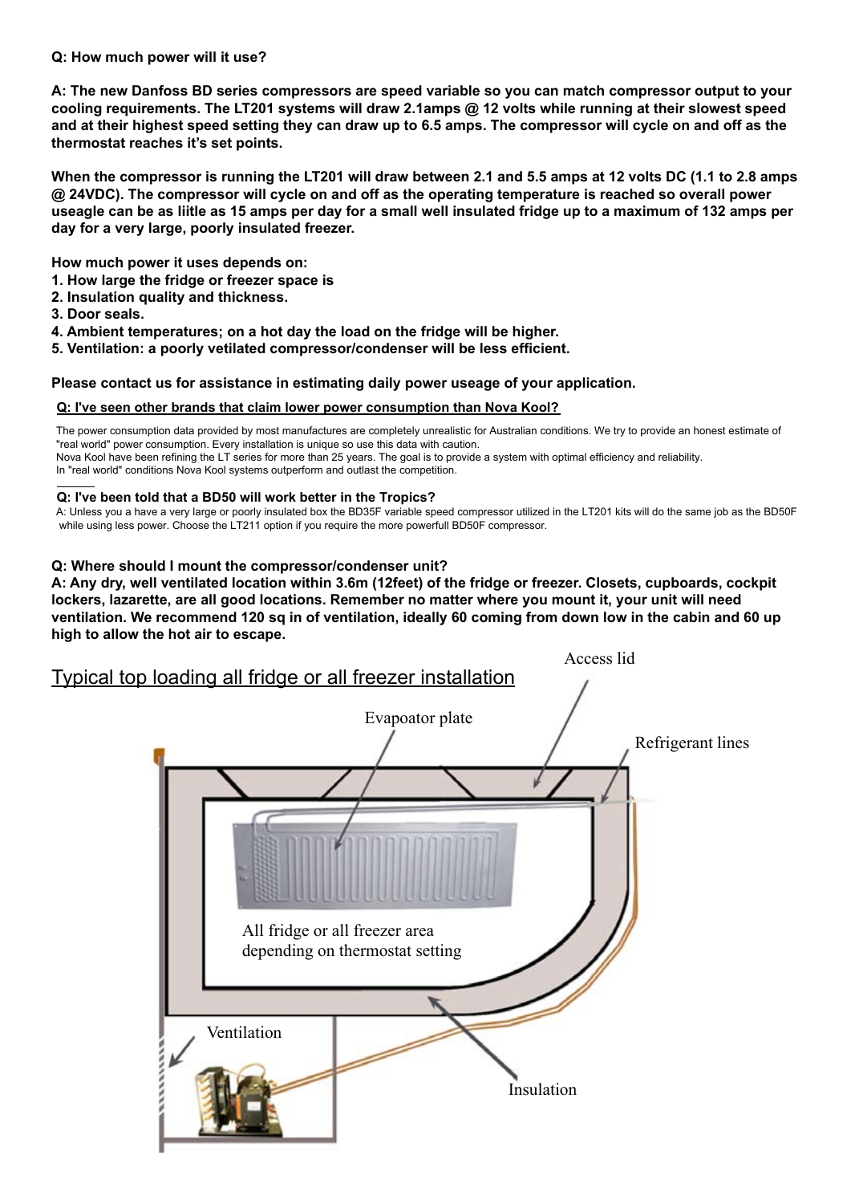**Q: How much power will it use?**

**A: The new Danfoss BD series compressors are speed variable so you can match compressor output to your cooling requirements. The LT201 systems will draw 2.1amps @ 12 volts while running at their slowest speed and at their highest speed setting they can draw up to 6.5 amps. The compressor will cycle on and off as the thermostat reaches it's set points.**

**When the compressor is running the LT201 will draw between 2.1 and 5.5 amps at 12 volts DC (1.1 to 2.8 amps @ 24VDC). The compressor will cycle on and off as the operating temperature is reached so overall power useagle can be as liitle as 15 amps per day for a small well insulated fridge up to a maximum of 132 amps per day for a very large, poorly insulated freezer.**

**How much power it uses depends on:**

1. **How large the fridge or freezer space is**
2. **Insulation quality and thickness.**
3. **Door seals.**
4. **Ambient temperatures; on a hot day the load on the fridge will be higher.**
5. **Ventilation: a poorly vetilated compressor/condenser will be less efficient.**

**Please contact us for assistance in estimating daily power useage of your application.**

**Q: I've seen other brands that claim lower power consumption than Nova Kool?**

The power consumption data provided by most manufactures are completely unrealistic for Australian conditions. We try to provide an honest estimate of "real world" power consumption. Every installation is unique so use this data with caution.
Nova Kool have been refining the LT series for more than 25 years. The goal is to provide a system with optimal efficiency and reliability.
In "real world" conditions Nova Kool systems outperform and outlast the competition.

**Q: I've been told that a BD50 will work better in the Tropics?**

A: Unless you a have a very large or poorly insulated box the BD35F variable speed compressor utilized in the LT201 kits will do the same job as the BD50F while using less power. Choose the LT211 option if you require the more powerfull BD50F compressor.

**Q: Where should I mount the compressor/condenser unit?**

**A: Any dry, well ventilated location within 3.6m (12feet) of the fridge or freezer. Closets, cupboards, cockpit lockers, lazarette, are all good locations. Remember no matter where you mount it, your unit will need ventilation. We recommend 120 sq in of ventilation, ideally 60 coming from down low in the cabin and 60 up high to allow the hot air to escape.**

## Typical top loading all fridge or all freezer installation

Access lid

Evapoator plate

Refrigerant lines

All fridge or all freezer area depending on thermostat setting

Ventilation

Insulation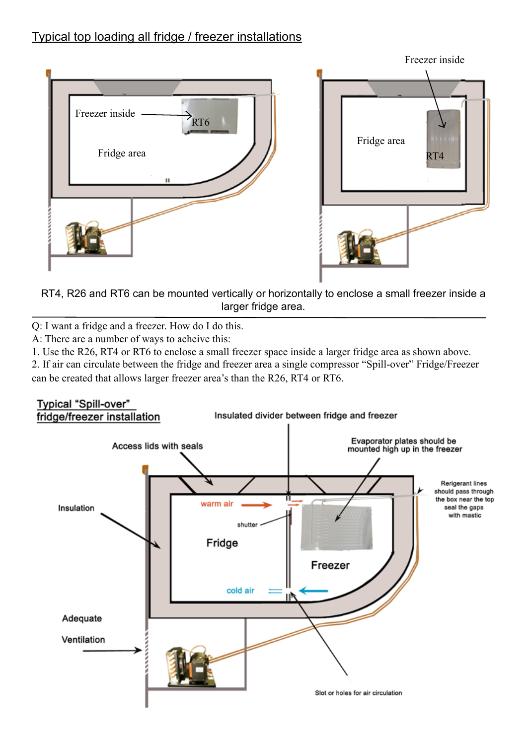## Typical top loading all fridge / freezer installations

Freezer inside

RT6

Fridge area

Freezer inside

Fridge area

RT4

RT4, R26 and RT6 can be mounted vertically or horizontally to enclose a small freezer inside a larger fridge area.

---

Q: I want a fridge and a freezer. How do I do this.
A: There are a number of ways to acheive this:
1. Use the R26, RT4 or RT6 to enclose a small freezer space inside a larger fridge area as shown above.
2. If air can circulate between the fridge and freezer area a single compressor "Spill-over" Fridge/Freezer can be created that allows larger freezer area's than the R26, RT4 or RT6.

## Typical "Spill-over" fridge/freezer installation

Insulated divider between fridge and freezer

Access lids with seals

Evaporator plates should be mounted high up in the freezer

Rerigerant lines should pass through the box near the top seal the gaps with mastic

Insulation

warm air

shutter

Fridge

Freezer

cold air

Adequate

Ventilation

Slot or holes for air circulation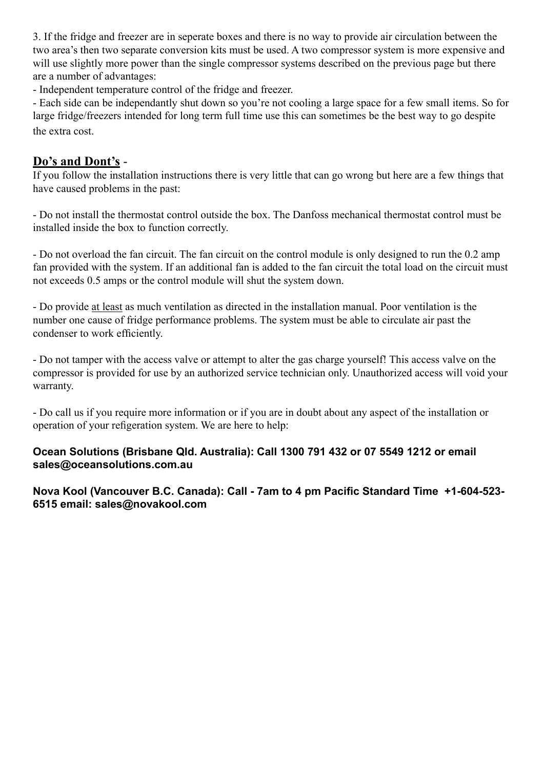3. If the fridge and freezer are in seperate boxes and there is no way to provide air circulation between the two area's then two separate conversion kits must be used. A two compressor system is more expensive and will use slightly more power than the single compressor systems described on the previous page but there are a number of advantages:

- Independent temperature control of the fridge and freezer.
- Each side can be independantly shut down so you're not cooling a large space for a few small items. So for large fridge/freezers intended for long term full time use this can sometimes be the best way to go despite the extra cost.

## <u>Do's and Dont's</u> -

If you follow the installation instructions there is very little that can go wrong but here are a few things that have caused problems in the past:

- Do not install the thermostat control outside the box. The Danfoss mechanical thermostat control must be installed inside the box to function correctly.

- Do not overload the fan circuit. The fan circuit on the control module is only designed to run the 0.2 amp fan provided with the system. If an additional fan is added to the fan circuit the total load on the circuit must not exceeds 0.5 amps or the control module will shut the system down.

- Do provide <u>at least</u> as much ventilation as directed in the installation manual. Poor ventilation is the number one cause of fridge performance problems. The system must be able to circulate air past the condenser to work efficiently.

- Do not tamper with the access valve or attempt to alter the gas charge yourself! This access valve on the compressor is provided for use by an authorized service technician only. Unauthorized access will void your warranty.

- Do call us if you require more information or if you are in doubt about any aspect of the installation or operation of your refigeration system. We are here to help:

**Ocean Solutions (Brisbane Qld. Australia): Call 1300 791 432 or 07 5549 1212 or email sales@oceansolutions.com.au**

**Nova Kool (Vancouver B.C. Canada): Call - 7am to 4 pm Pacific Standard Time +1-604-523-6515 email: sales@novakool.com**